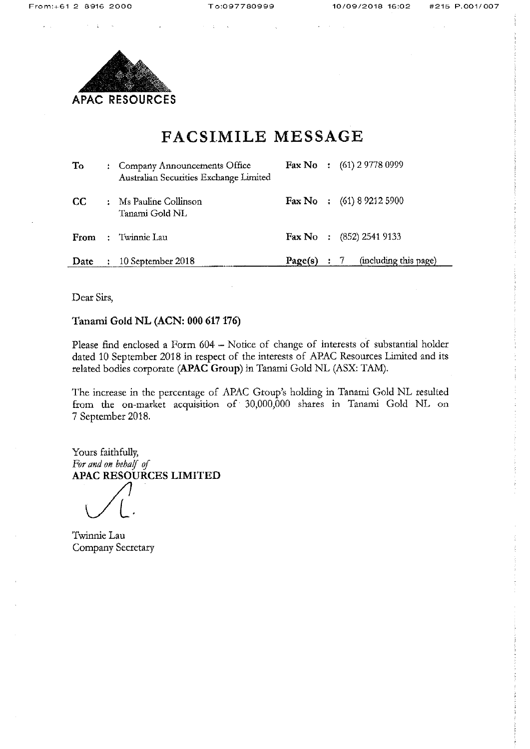APAC RESOURCES

# FACSIMILE MESSAGE

| | | | |
|---|---|---|---|
| **To** | : Company Announcements Office<br>Australian Securities Exchange Limited | **Fax No** | : (61) 2 9778 0999 |
| **CC** | : Ms Pauline Collinson<br>Tanami Gold NL | **Fax No** | : (61) 8 9212 5900 |
| **From** | : Twinnie Lau | **Fax No** | : (852) 2541 9133 |
| **Date** | : 10 September 2018 | **Page(s)** | : 7 (including this page) |

Dear Sirs,

**Tanami Gold NL (ACN: 000 617 176)**

Please find enclosed a Form 604 – Notice of change of interests of substantial holder dated 10 September 2018 in respect of the interests of APAC Resources Limited and its related bodies corporate (**APAC Group**) in Tanami Gold NL (ASX: TAM).

The increase in the percentage of APAC Group's holding in Tanami Gold NL resulted from the on-market acquisition of 30,000,000 shares in Tanami Gold NL on 7 September 2018.

Yours faithfully,
*For and on behalf of*
**APAC RESOURCES LIMITED**

Twinnie Lau
Company Secretary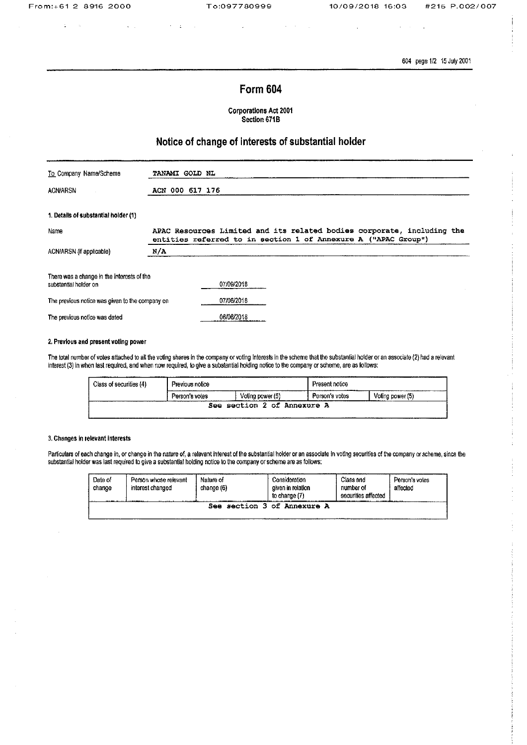# Form 604

**Corporations Act 2001**
**Section 671B**

## Notice of change of interests of substantial holder

| | |
|---|---|
| To Company Name/Scheme | TANAMI GOLD NL |
| ACN/ARSN | ACN 000 617 176 |

**1. Details of substantial holder (1)**

| | |
|---|---|
| Name | APAC Resources Limited and its related bodies corporate, including the entities referred to in section 1 of Annexure A ("APAC Group") |
| ACN/ARSN (if applicable) | N/A |

| | |
|---|---|
| There was a change in the interests of the substantial holder on | 07/09/2018 |
| The previous notice was given to the company on | 07/06/2018 |
| The previous notice was dated | 06/06/2018 |

**2. Previous and present voting power**

The total number of votes attached to all the voting shares in the company or voting interests in the scheme that the substantial holder or an associate (2) had a relevant interest (3) in when last required, and when now required, to give a substantial holding notice to the company or scheme, are as follows:

| Class of securities (4) | Previous notice | | Present notice | |
|---|---|---|---|---|
| | Person's votes | Voting power (5) | Person's votes | Voting power (5) |
| See section 2 of Annexure A | | | | |

**3. Changes in relevant interests**

Particulars of each change in, or change in the nature of, a relevant interest of the substantial holder or an associate in voting securities of the company or scheme, since the substantial holder was last required to give a substantial holding notice to the company or scheme are as follows:

| Date of change | Person whose relevant interest changed | Nature of change (6) | Consideration given in relation to change (7) | Class and number of securities affected | Person's votes affected |
|---|---|---|---|---|---|
| See section 3 of Annexure A | | | | | |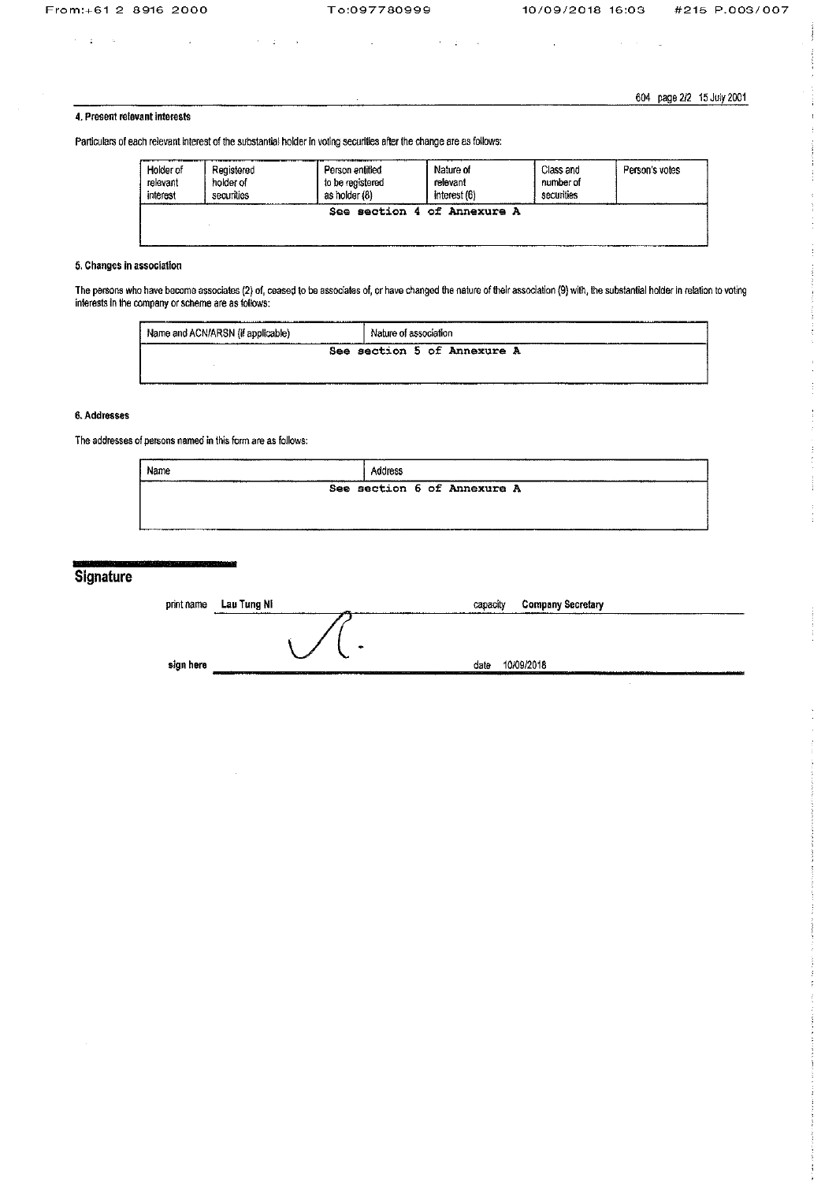#### 4. Present relevant interests

Particulars of each relevant interest of the substantial holder in voting securities after the change are as follows:

| Holder of relevant interest | Registered holder of securities | Person entitled to be registered as holder (8) | Nature of relevant interest (6) | Class and number of securities | Person's votes |
|---|---|---|---|---|---|
| See section 4 of Annexure A | | | | | |

#### 5. Changes in association

The persons who have become associates (2) of, ceased to be associates of, or have changed the nature of their association (9) with, the substantial holder in relation to voting interests in the company or scheme are as follows:

| Name and ACN/ARSN (if applicable) | Nature of association |
|---|---|
| See section 5 of Annexure A | |

#### 6. Addresses

The addresses of persons named in this form are as follows:

| Name | Address |
|---|---|
| See section 6 of Annexure A | |

## Signature

print name **Lau Tung NI** capacity **Company Secretary**

sign here date 10/09/2018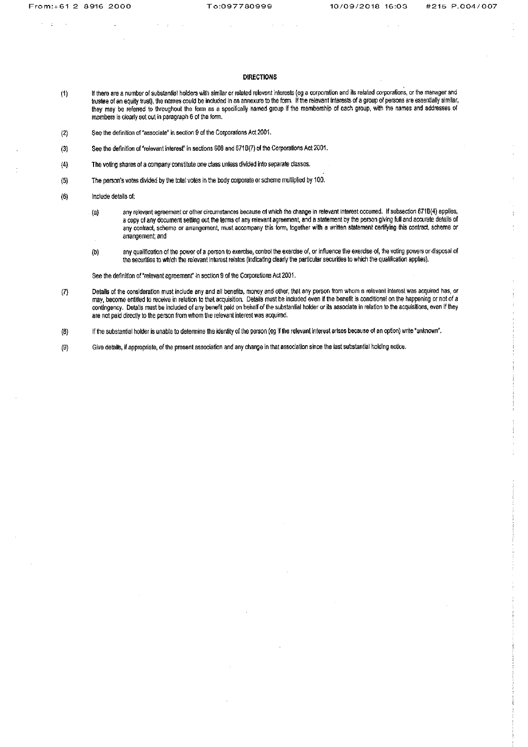## DIRECTIONS

(1) If there are a number of substantial holders with similar or related relevant interests (eg a corporation and its related corporations, or the manager and trustee of an equity trust), the names could be included in an annexure to the form. If the relevant interests of a group of persons are essentially similar, they may be referred to throughout the form as a specifically named group if the membership of each group, with the names and addresses of members is clearly set out in paragraph 6 of the form.

(2) See the definition of "associate" in section 9 of the Corporations Act 2001.

(3) See the definition of "relevant interest" in sections 608 and 671B(7) of the Corporations Act 2001.

(4) The voting shares of a company constitute one class unless divided into separate classes.

(5) The person's votes divided by the total votes in the body corporate or scheme multiplied by 100.

(6) Include details of:

  (a) any relevant agreement or other circumstances because of which the change in relevant interest occurred. If subsection 671B(4) applies, a copy of any document setting out the terms of any relevant agreement, and a statement by the person giving full and accurate details of any contract, scheme or arrangement, must accompany this form, together with a written statement certifying this contract, scheme or arrangement; and

  (b) any qualification of the power of a person to exercise, control the exercise of, or influence the exercise of, the voting powers or disposal of the securities to which the relevant interest relates (indicating clearly the particular securities to which the qualification applies).

  See the definition of "relevant agreement" in section 9 of the Corporations Act 2001.

(7) Details of the consideration must include any and all benefits, money and other, that any person from whom a relevant interest was acquired has, or may, become entitled to receive in relation to that acquisition. Details must be included even if the benefit is conditional on the happening or not of a contingency. Details must be included of any benefit paid on behalf of the substantial holder or its associate in relation to the acquisitions, even if they are not paid directly to the person from whom the relevant interest was acquired.

(8) If the substantial holder is unable to determine the identity of the person (eg if the relevant interest arises because of an option) write "unknown".

(9) Give details, if appropriate, of the present association and any change in that association since the last substantial holding notice.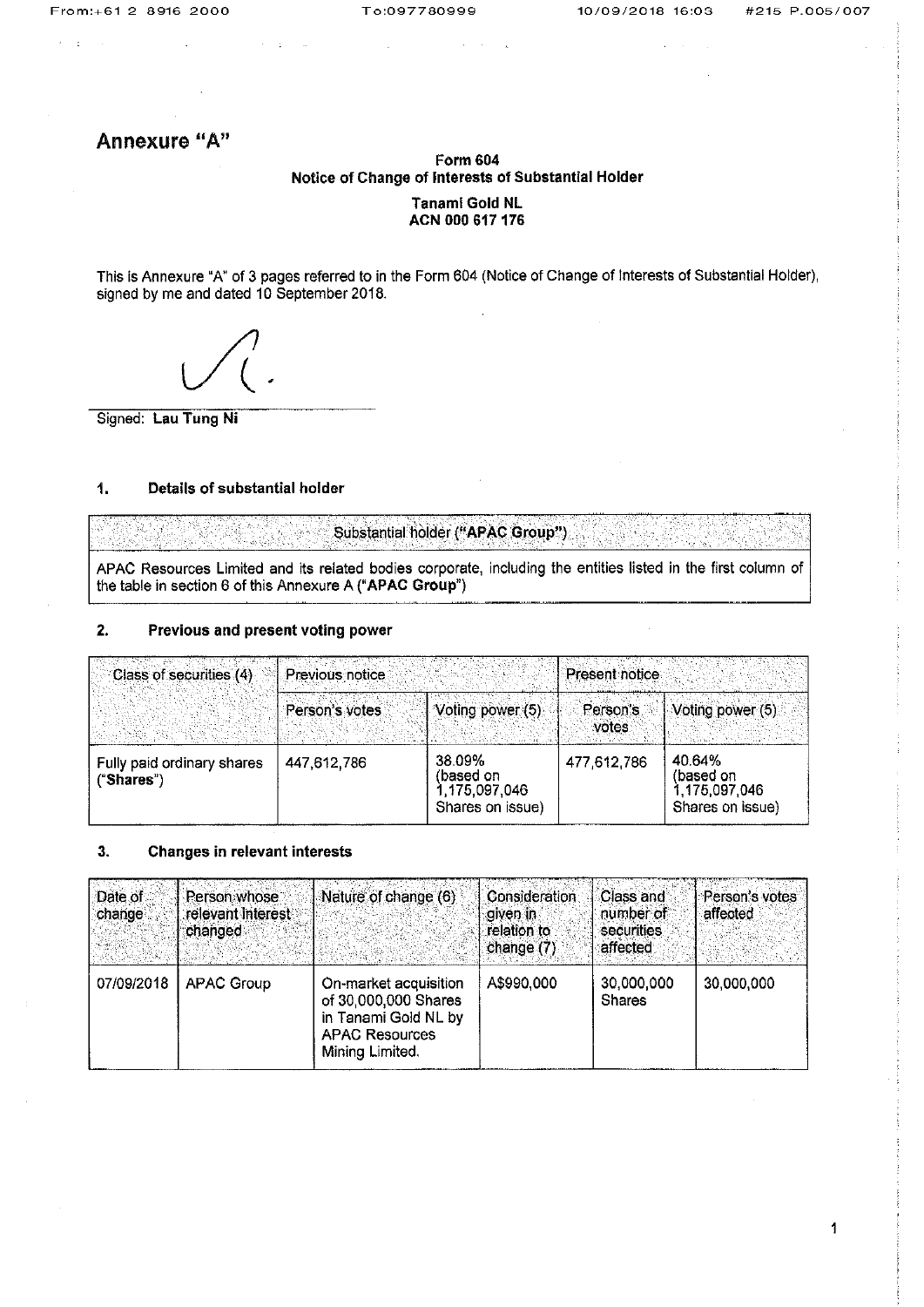# Annexure "A"

**Form 604**
**Notice of Change of Interests of Substantial Holder**

**Tanami Gold NL**
**ACN 000 617 176**

This is Annexure "A" of 3 pages referred to in the Form 604 (Notice of Change of Interests of Substantial Holder), signed by me and dated 10 September 2018.

Signed: **Lau Tung Ni**

## 1. Details of substantial holder

| Substantial holder ("**APAC Group**") |
| --- |
| APAC Resources Limited and its related bodies corporate, including the entities listed in the first column of the table in section 6 of this Annexure A ("**APAC Group**") |

## 2. Previous and present voting power

| Class of securities (4) | Previous notice | | Present notice | |
| --- | --- | --- | --- | --- |
| | Person's votes | Voting power (5) | Person's votes | Voting power (5) |
| Fully paid ordinary shares ("**Shares**") | 447,612,786 | 38.09% (based on 1,175,097,046 Shares on issue) | 477,612,786 | 40.64% (based on 1,175,097,046 Shares on issue) |

## 3. Changes in relevant interests

| Date of change | Person whose relevant interest changed | Nature of change (6) | Consideration given in relation to change (7) | Class and number of securities affected | Person's votes affected |
| --- | --- | --- | --- | --- | --- |
| 07/09/2018 | APAC Group | On-market acquisition of 30,000,000 Shares in Tanami Gold NL by APAC Resources Mining Limited. | A$990,000 | 30,000,000 Shares | 30,000,000 |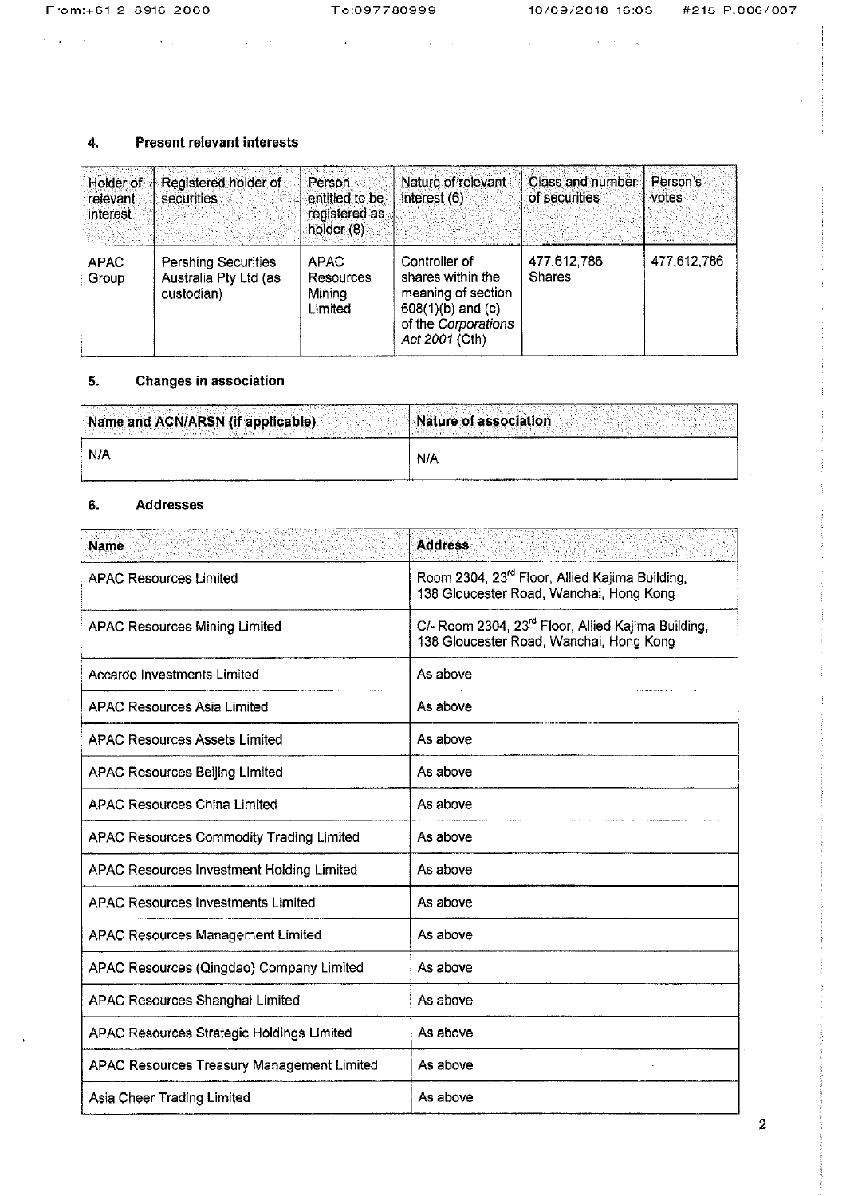## 4. Present relevant interests

| Holder of relevant interest | Registered holder of securities | Person entitled to be registered as holder (8) | Nature of relevant interest (6) | Class and number of securities | Person's votes |
|---|---|---|---|---|---|
| APAC Group | Pershing Securities Australia Pty Ltd (as custodian) | APAC Resources Mining Limited | Controller of shares within the meaning of section 608(1)(b) and (c) of the *Corporations Act 2001* (Cth) | 477,612,786 Shares | 477,612,786 |

## 5. Changes in association

| Name and ACN/ARSN (if applicable) | Nature of association |
|---|---|
| N/A | N/A |

## 6. Addresses

| Name | Address |
|---|---|
| APAC Resources Limited | Room 2304, 23rd Floor, Allied Kajima Building, 138 Gloucester Road, Wanchai, Hong Kong |
| APAC Resources Mining Limited | C/- Room 2304, 23rd Floor, Allied Kajima Building, 138 Gloucester Road, Wanchai, Hong Kong |
| Accardo Investments Limited | As above |
| APAC Resources Asia Limited | As above |
| APAC Resources Assets Limited | As above |
| APAC Resources Beijing Limited | As above |
| APAC Resources China Limited | As above |
| APAC Resources Commodity Trading Limited | As above |
| APAC Resources Investment Holding Limited | As above |
| APAC Resources Investments Limited | As above |
| APAC Resources Management Limited | As above |
| APAC Resources (Qingdao) Company Limited | As above |
| APAC Resources Shanghai Limited | As above |
| APAC Resources Strategic Holdings Limited | As above |
| APAC Resources Treasury Management Limited | As above |
| Asia Cheer Trading Limited | As above |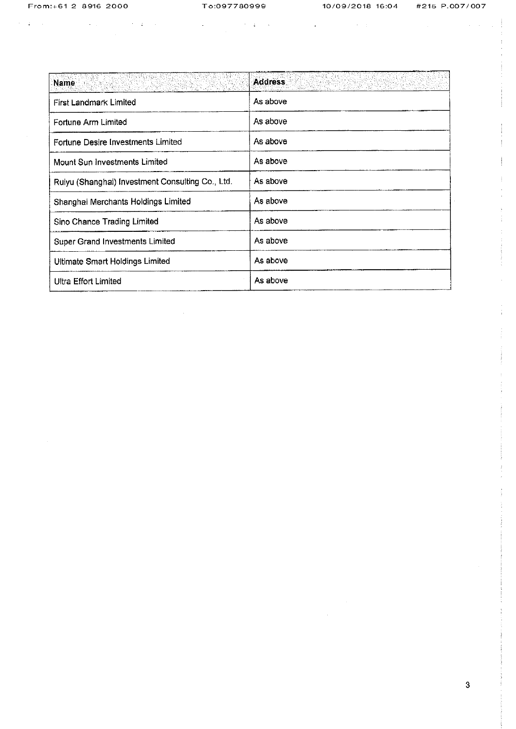| Name | Address |
| --- | --- |
| First Landmark Limited | As above |
| Fortune Arm Limited | As above |
| Fortune Desire Investments Limited | As above |
| Mount Sun Investments Limited | As above |
| Ruiyu (Shanghai) Investment Consulting Co., Ltd. | As above |
| Shanghai Merchants Holdings Limited | As above |
| Sino Chance Trading Limited | As above |
| Super Grand Investments Limited | As above |
| Ultimate Smart Holdings Limited | As above |
| Ultra Effort Limited | As above |